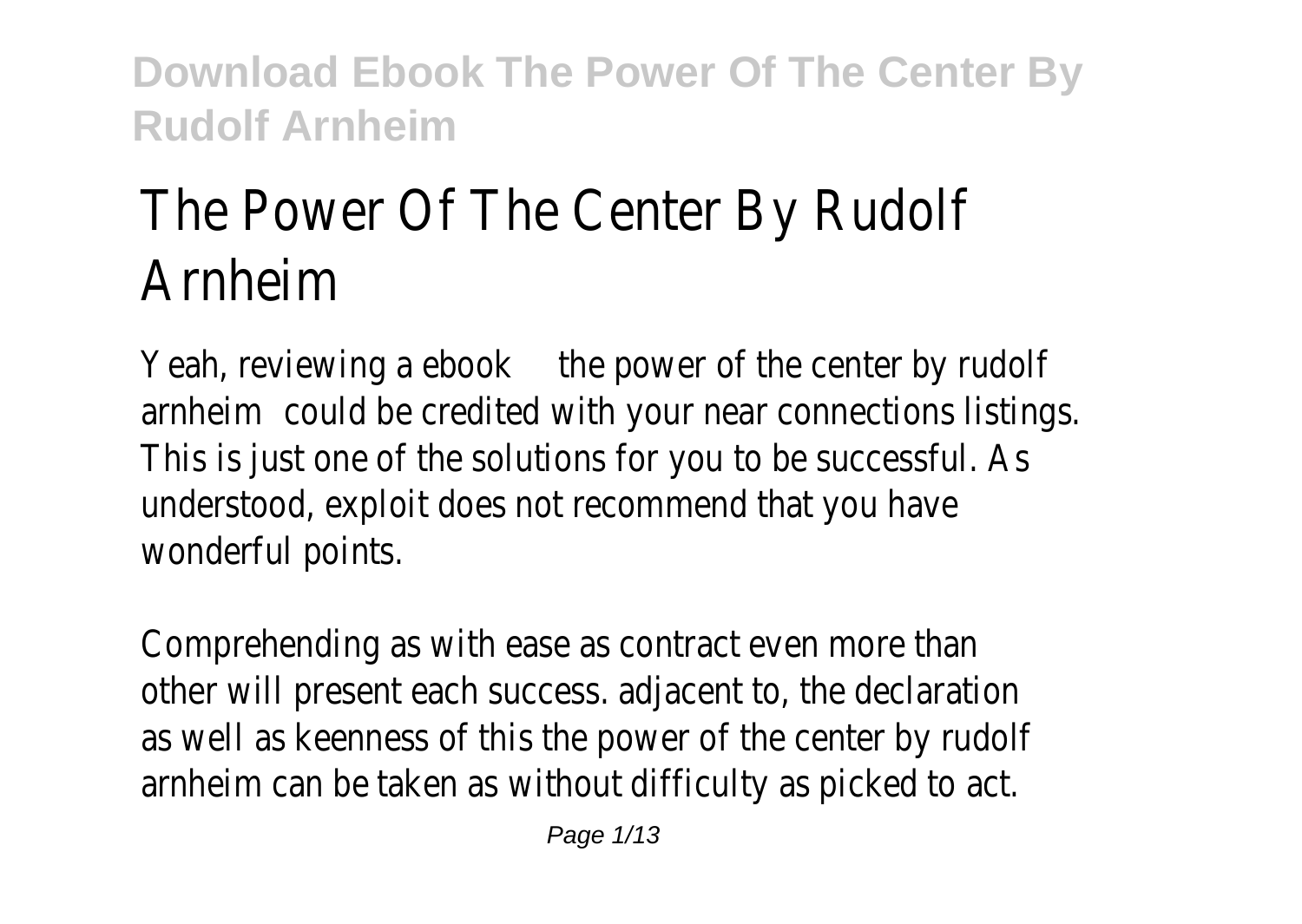# The Power Of The Center By Rudolf Arnheim

Yeah, reviewing a ebook the power of the center by rudolf arnheim could be credited with your near connections listings. This is just one of the solutions for you to be successful. As understood, exploit does not recommend that you have wonderful points.

Comprehending as with ease as contract even more than other will present each success. adjacent to, the declaration as well as keenness of this the power of the center by rudolf arnheim can be taken as without difficulty as picked to act.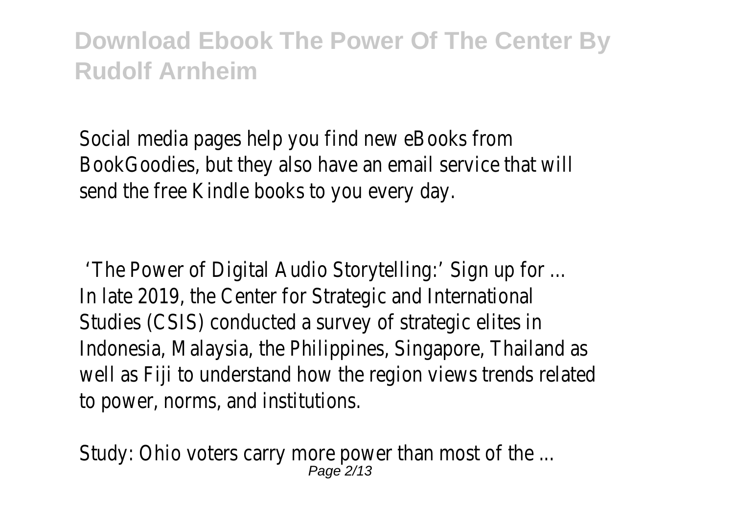Social media pages help you find new eBooks from BookGoodies, but they also have an email service that will send the free Kindle books to you every day.

'The Power of Digital Audio Storytelling:' Sign up for ...
In late 2019, the Center for Strategic and International Studies (CSIS) conducted a survey of strategic elites in Indonesia, Malaysia, the Philippines, Singapore, Thailand as well as Fiji to understand how the region views trends related to power, norms, and institutions.

Study: Ohio voters carry more power than most of the ...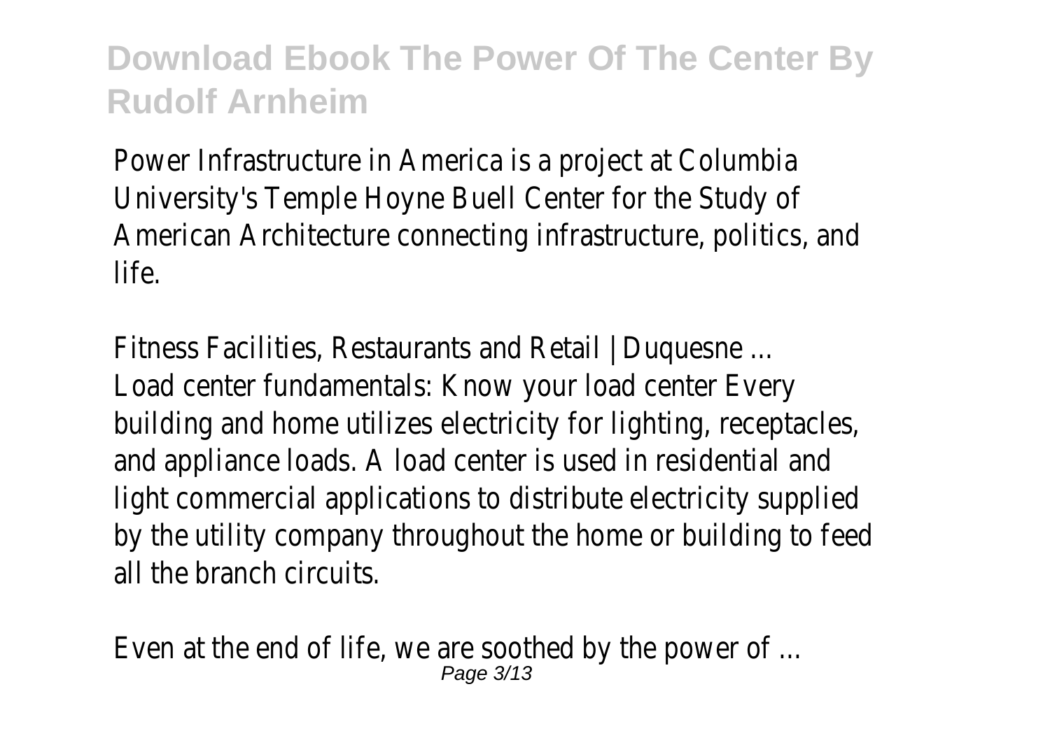Power Infrastructure in America is a project at Columbia University's Temple Hoyne Buell Center for the Study of American Architecture connecting infrastructure, politics, and life.

Fitness Facilities, Restaurants and Retail | Duquesne ...
Load center fundamentals: Know your load center Every building and home utilizes electricity for lighting, receptacles, and appliance loads. A load center is used in residential and light commercial applications to distribute electricity supplied by the utility company throughout the home or building to feed all the branch circuits.

Even at the end of life, we are soothed by the power of ...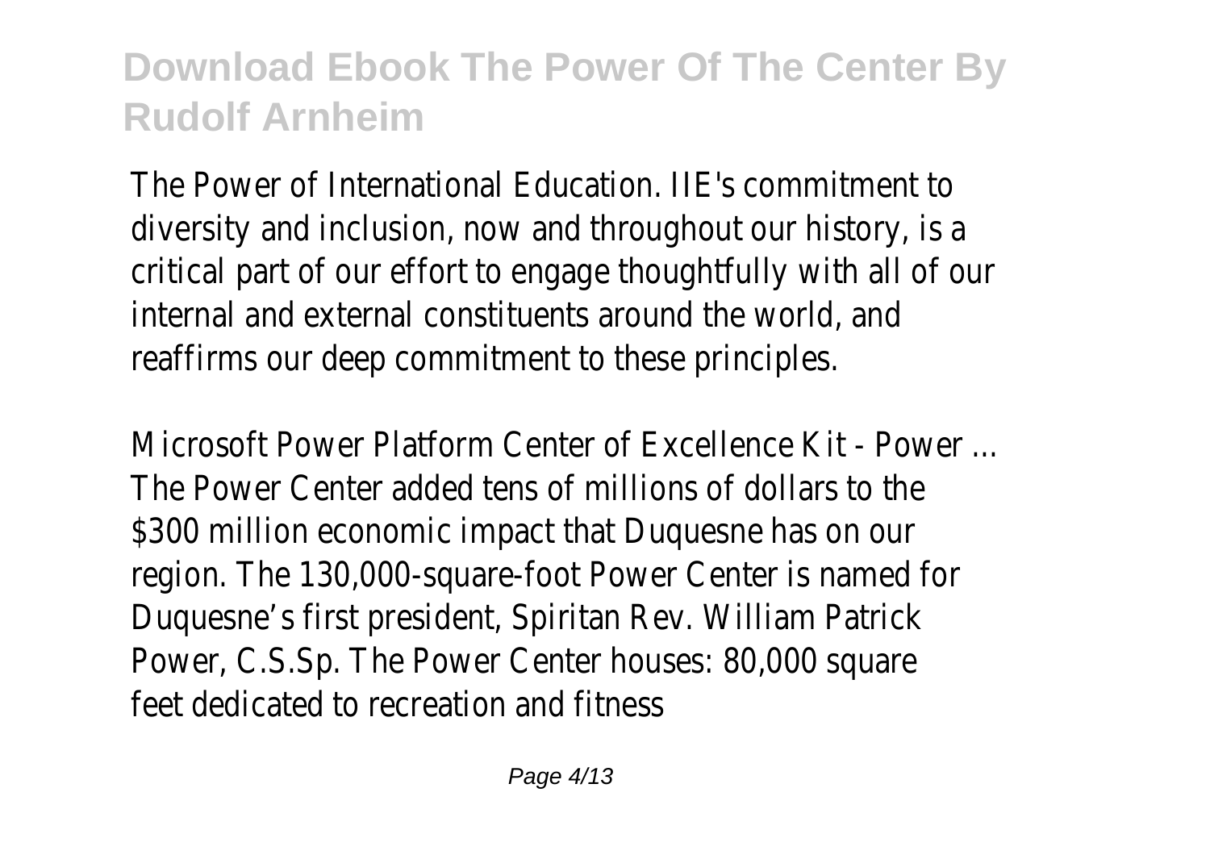The Power of International Education. IIE's commitment to diversity and inclusion, now and throughout our history, is a critical part of our effort to engage thoughtfully with all of our internal and external constituents around the world, and reaffirms our deep commitment to these principles.

Microsoft Power Platform Center of Excellence Kit - Power ...

The Power Center added tens of millions of dollars to the \$300 million economic impact that Duquesne has on our region. The 130,000-square-foot Power Center is named for Duquesne's first president, Spiritan Rev. William Patrick Power, C.S.Sp. The Power Center houses: 80,000 square feet dedicated to recreation and fitness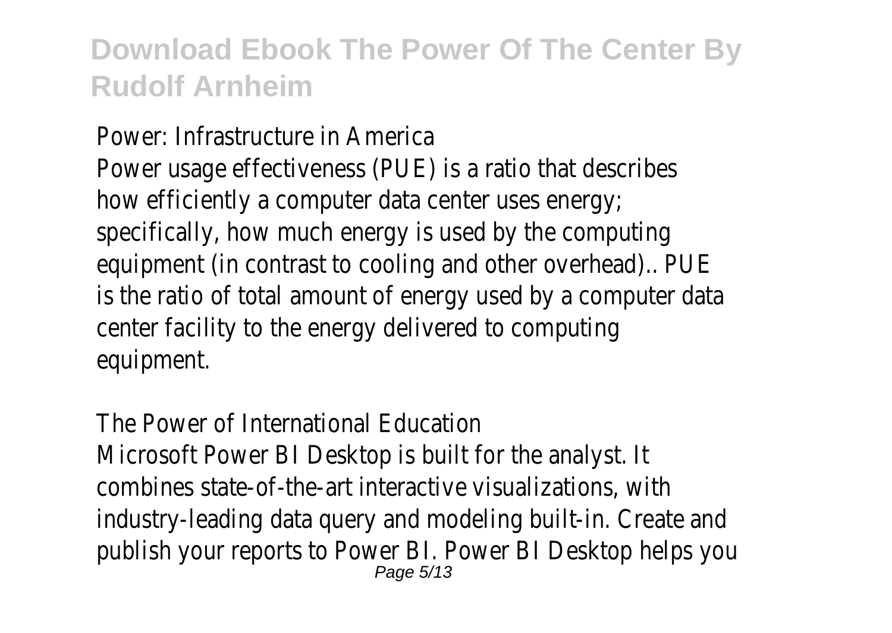Power: Infrastructure in America

Power usage effectiveness (PUE) is a ratio that describes how efficiently a computer data center uses energy; specifically, how much energy is used by the computing equipment (in contrast to cooling and other overhead).. PUE is the ratio of total amount of energy used by a computer data center facility to the energy delivered to computing equipment.

The Power of International Education

Microsoft Power BI Desktop is built for the analyst. It combines state-of-the-art interactive visualizations, with industry-leading data query and modeling built-in. Create and publish your reports to Power BI. Power BI Desktop helps you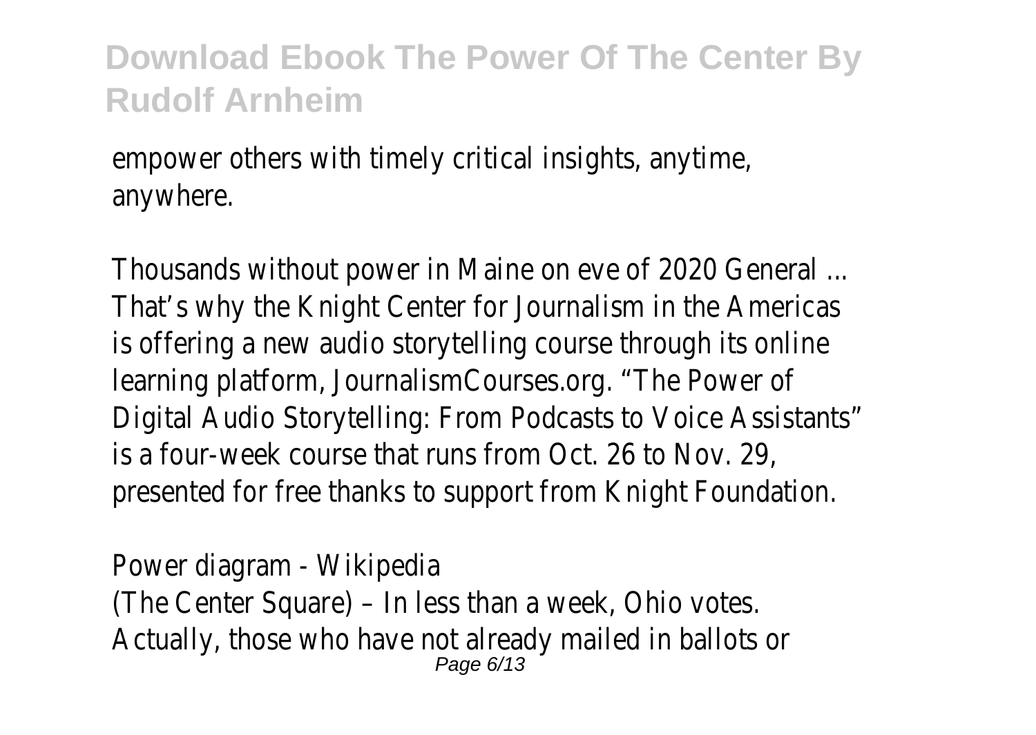empower others with timely critical insights, anytime, anywhere.

Thousands without power in Maine on eve of 2020 General ...
That’s why the Knight Center for Journalism in the Americas is offering a new audio storytelling course through its online learning platform, JournalismCourses.org. “The Power of Digital Audio Storytelling: From Podcasts to Voice Assistants” is a four-week course that runs from Oct. 26 to Nov. 29, presented for free thanks to support from Knight Foundation.

Power diagram - Wikipedia
(The Center Square) – In less than a week, Ohio votes. Actually, those who have not already mailed in ballots or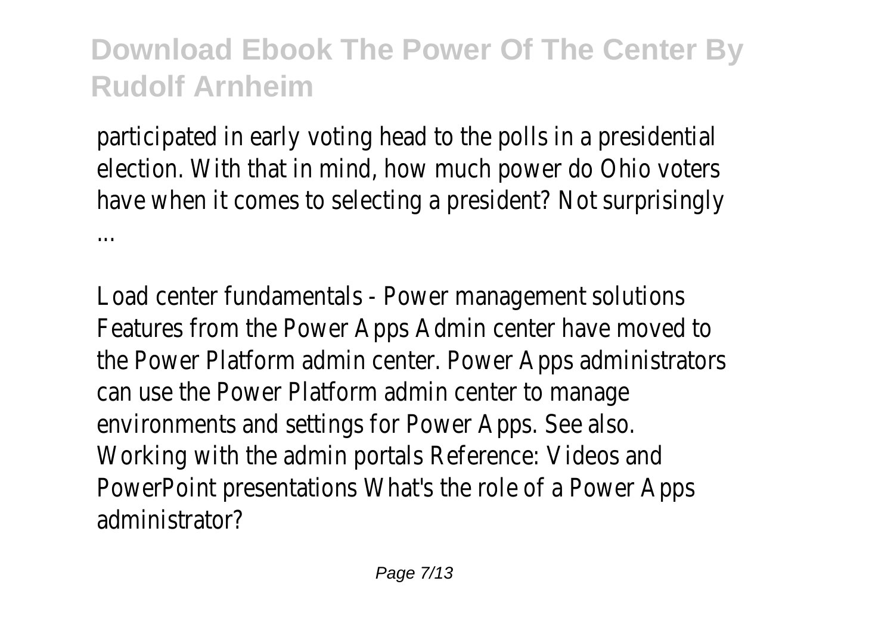participated in early voting head to the polls in a presidential election. With that in mind, how much power do Ohio voters have when it comes to selecting a president? Not surprisingly ...

Load center fundamentals - Power management solutions
Features from the Power Apps Admin center have moved to the Power Platform admin center. Power Apps administrators can use the Power Platform admin center to manage environments and settings for Power Apps. See also. Working with the admin portals Reference: Videos and PowerPoint presentations What's the role of a Power Apps administrator?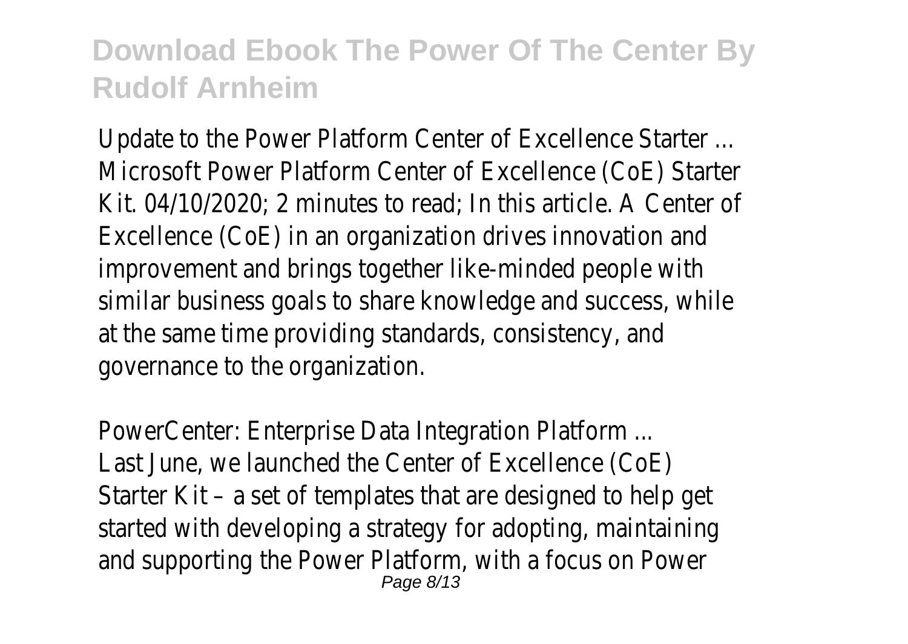Update to the Power Platform Center of Excellence Starter ...
Microsoft Power Platform Center of Excellence (CoE) Starter Kit. 04/10/2020; 2 minutes to read; In this article. A Center of Excellence (CoE) in an organization drives innovation and improvement and brings together like-minded people with similar business goals to share knowledge and success, while at the same time providing standards, consistency, and governance to the organization.

PowerCenter: Enterprise Data Integration Platform ...
Last June, we launched the Center of Excellence (CoE) Starter Kit – a set of templates that are designed to help get started with developing a strategy for adopting, maintaining and supporting the Power Platform, with a focus on Power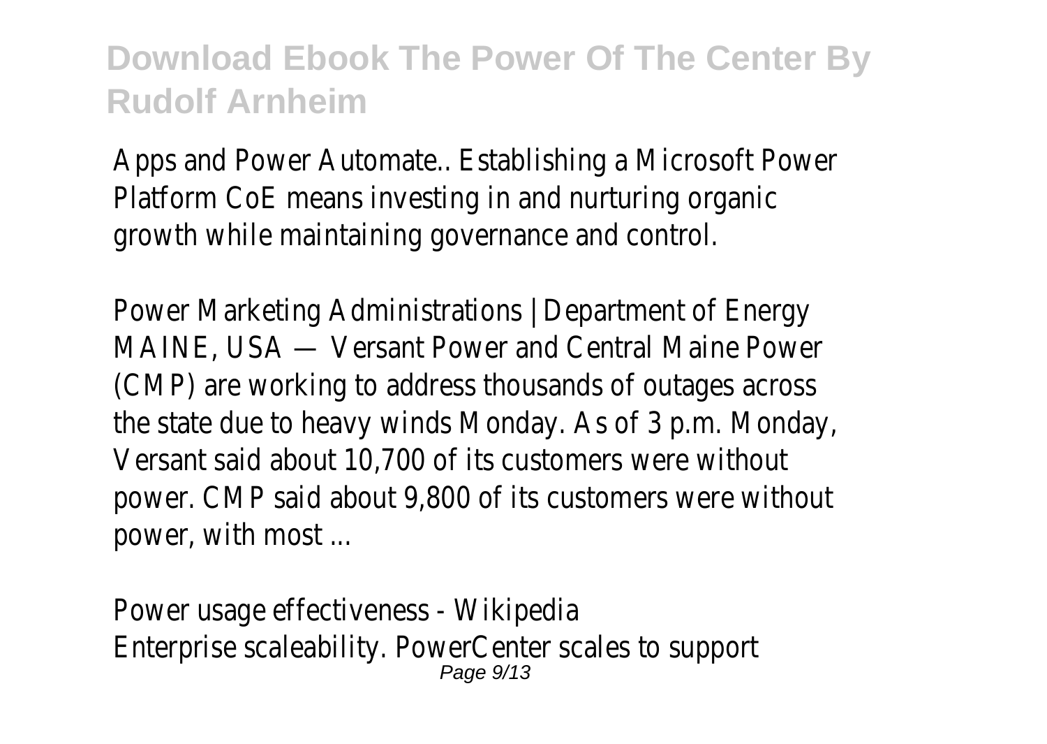Apps and Power Automate.. Establishing a Microsoft Power Platform CoE means investing in and nurturing organic growth while maintaining governance and control.

Power Marketing Administrations | Department of Energy
MAINE, USA — Versant Power and Central Maine Power (CMP) are working to address thousands of outages across the state due to heavy winds Monday. As of 3 p.m. Monday, Versant said about 10,700 of its customers were without power. CMP said about 9,800 of its customers were without power, with most ...

Power usage effectiveness - Wikipedia
Enterprise scaleability. PowerCenter scales to support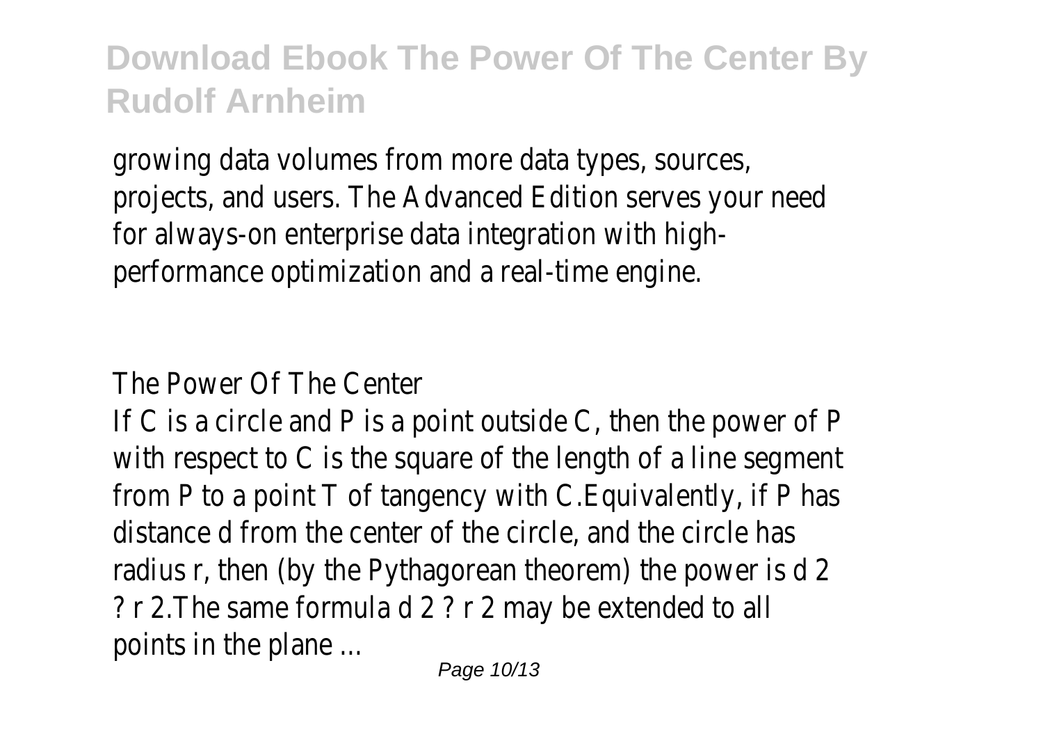growing data volumes from more data types, sources, projects, and users. The Advanced Edition serves your need for always-on enterprise data integration with high-performance optimization and a real-time engine.

## The Power Of The Center

If C is a circle and P is a point outside C, then the power of P with respect to C is the square of the length of a line segment from P to a point T of tangency with C.Equivalently, if P has distance d from the center of the circle, and the circle has radius r, then (by the Pythagorean theorem) the power is $d^2 ? r^2$.The same formula $d^2 ? r^2$ may be extended to all points in the plane ...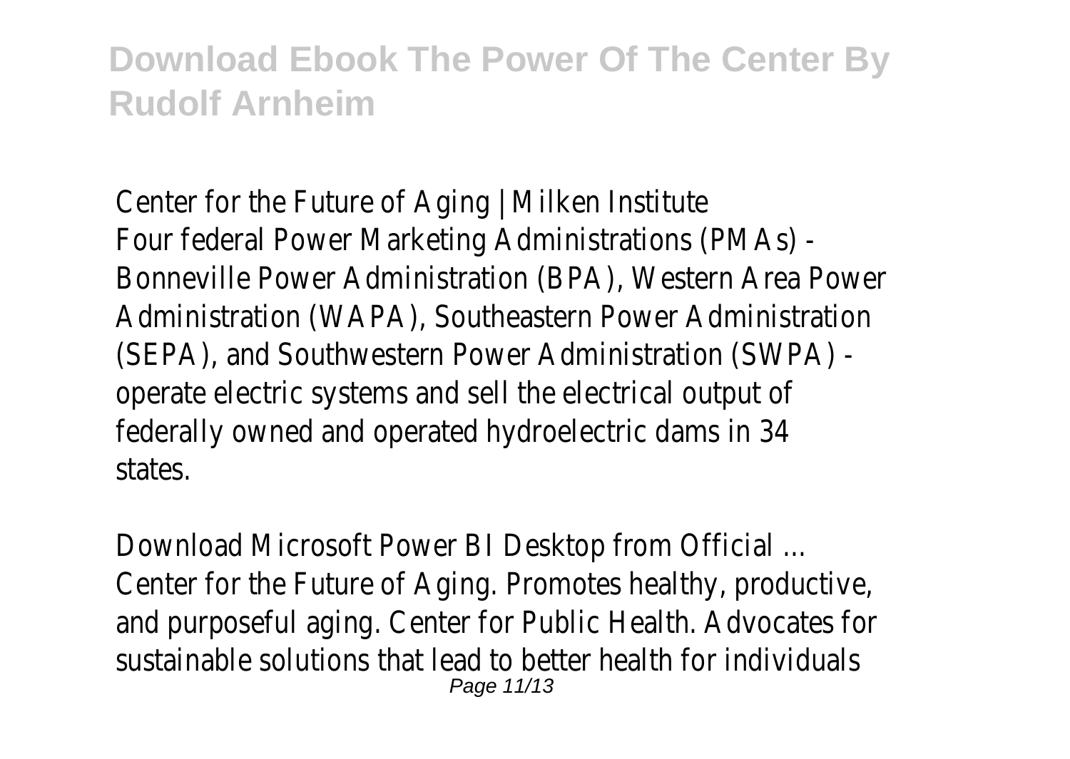Center for the Future of Aging | Milken Institute

Four federal Power Marketing Administrations (PMAs) - Bonneville Power Administration (BPA), Western Area Power Administration (WAPA), Southeastern Power Administration (SEPA), and Southwestern Power Administration (SWPA) - operate electric systems and sell the electrical output of federally owned and operated hydroelectric dams in 34 states.

Download Microsoft Power BI Desktop from Official ...

Center for the Future of Aging. Promotes healthy, productive, and purposeful aging. Center for Public Health. Advocates for sustainable solutions that lead to better health for individuals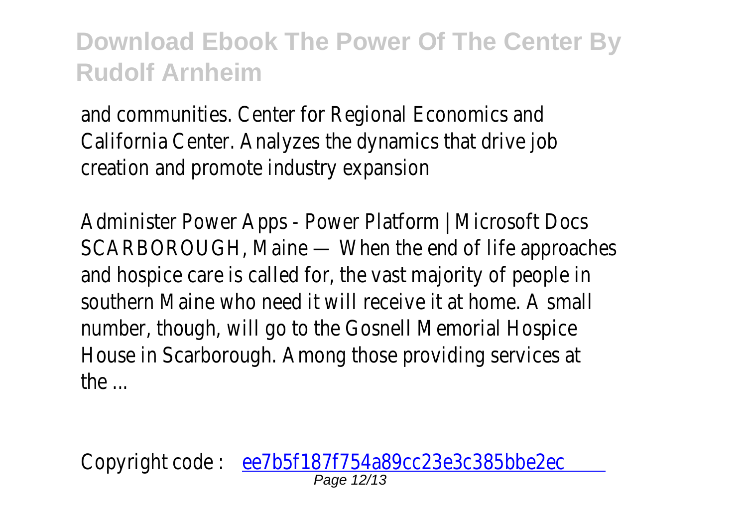and communities. Center for Regional Economics and California Center. Analyzes the dynamics that drive job creation and promote industry expansion

Administer Power Apps - Power Platform | Microsoft Docs
SCARBOROUGH, Maine — When the end of life approaches and hospice care is called for, the vast majority of people in southern Maine who need it will receive it at home. A small number, though, will go to the Gosnell Memorial Hospice House in Scarborough. Among those providing services at the ...

Copyright code : ee7b5f187f754a89cc23e3c385bbe2ec